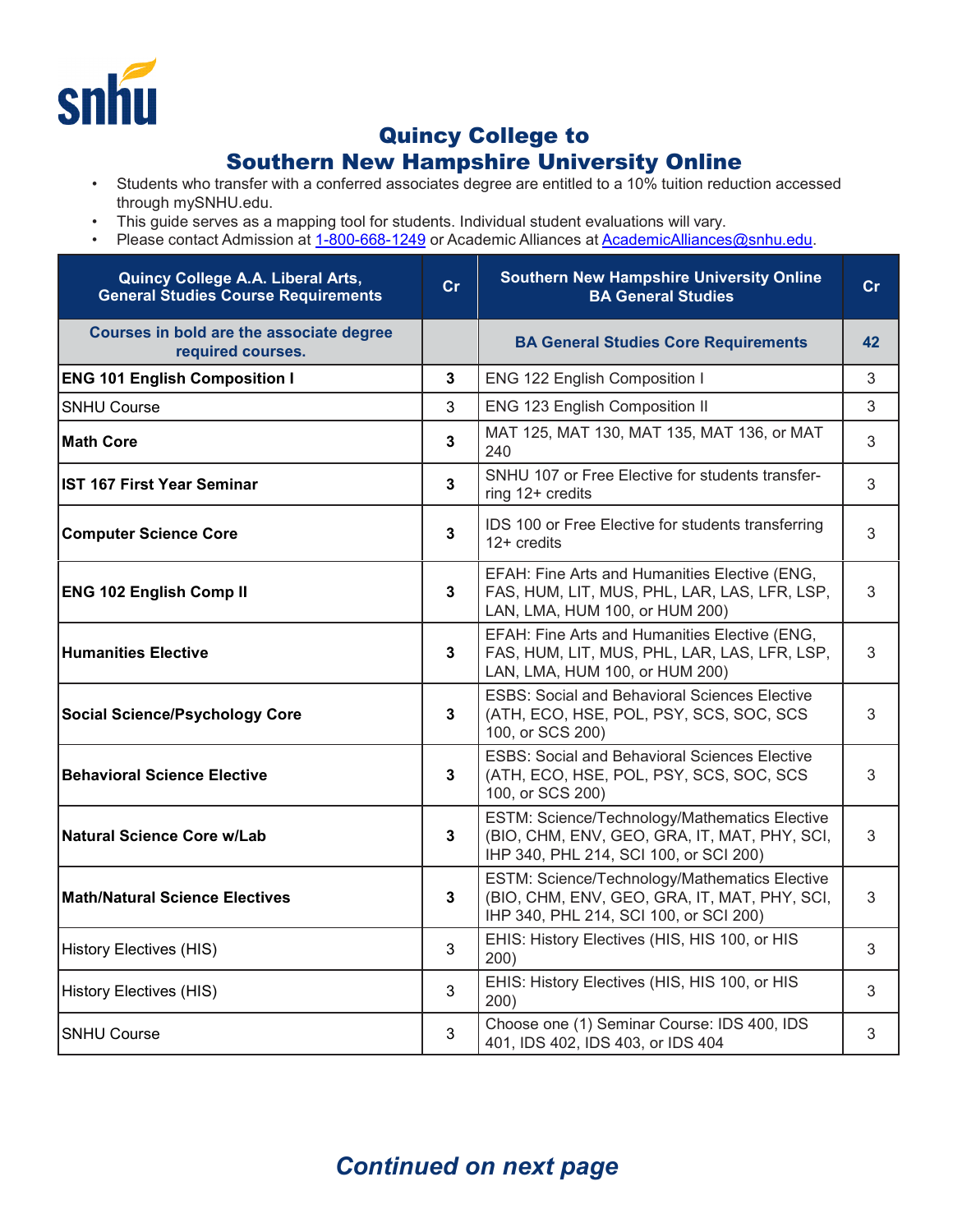# Quincy College to Southern New Hampshire University Online

- Students who transfer with a conferred associates degree are entitled to a 10% tuition reduction accessed through mySNHU.edu.
- This guide serves as a mapping tool for students. Individual student evaluations will vary.
- Please contact Admission at 1-800-668-1249 or Academic Alliances at AcademicAlliances@snhu.edu.

| Quincy College A.A. Liberal Arts, General Studies Course Requirements | Cr | Southern New Hampshire University Online BA General Studies | Cr |
|---|---|---|---|
| **Courses in bold are the associate degree required courses.** | | **BA General Studies Core Requirements** | **42** |
| **ENG 101 English Composition I** | **3** | ENG 122 English Composition I | 3 |
| SNHU Course | 3 | ENG 123 English Composition II | 3 |
| **Math Core** | **3** | MAT 125, MAT 130, MAT 135, MAT 136, or MAT 240 | 3 |
| **IST 167 First Year Seminar** | **3** | SNHU 107 or Free Elective for students transferring 12+ credits | 3 |
| **Computer Science Core** | **3** | IDS 100 or Free Elective for students transferring 12+ credits | 3 |
| **ENG 102 English Comp II** | **3** | EFAH: Fine Arts and Humanities Elective (ENG, FAS, HUM, LIT, MUS, PHL, LAR, LAS, LFR, LSP, LAN, LMA, HUM 100, or HUM 200) | 3 |
| **Humanities Elective** | **3** | EFAH: Fine Arts and Humanities Elective (ENG, FAS, HUM, LIT, MUS, PHL, LAR, LAS, LFR, LSP, LAN, LMA, HUM 100, or HUM 200) | 3 |
| **Social Science/Psychology Core** | **3** | ESBS: Social and Behavioral Sciences Elective (ATH, ECO, HSE, POL, PSY, SCS, SOC, SCS 100, or SCS 200) | 3 |
| **Behavioral Science Elective** | **3** | ESBS: Social and Behavioral Sciences Elective (ATH, ECO, HSE, POL, PSY, SCS, SOC, SCS 100, or SCS 200) | 3 |
| **Natural Science Core w/Lab** | **3** | ESTM: Science/Technology/Mathematics Elective (BIO, CHM, ENV, GEO, GRA, IT, MAT, PHY, SCI, IHP 340, PHL 214, SCI 100, or SCI 200) | 3 |
| **Math/Natural Science Electives** | **3** | ESTM: Science/Technology/Mathematics Elective (BIO, CHM, ENV, GEO, GRA, IT, MAT, PHY, SCI, IHP 340, PHL 214, SCI 100, or SCI 200) | 3 |
| History Electives (HIS) | 3 | EHIS: History Electives (HIS, HIS 100, or HIS 200) | 3 |
| History Electives (HIS) | 3 | EHIS: History Electives (HIS, HIS 100, or HIS 200) | 3 |
| SNHU Course | 3 | Choose one (1) Seminar Course: IDS 400, IDS 401, IDS 402, IDS 403, or IDS 404 | 3 |

***Continued on next page***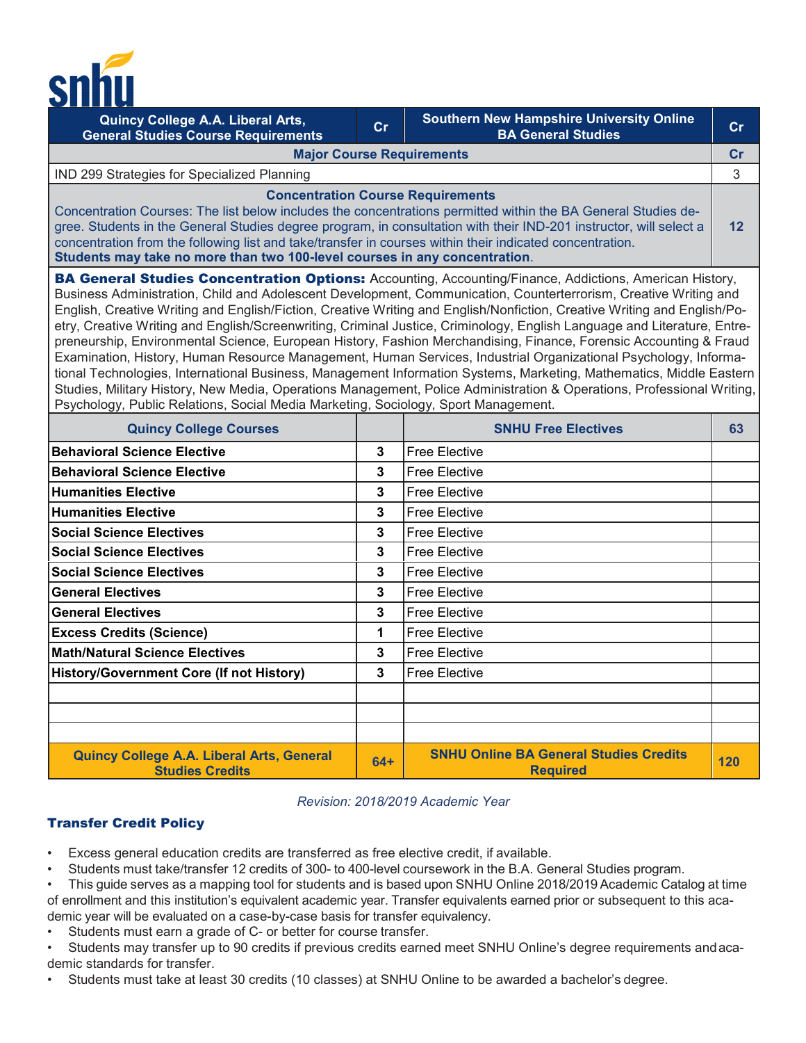snhu

| Quincy College A.A. Liberal Arts, General Studies Course Requirements | Cr | Southern New Hampshire University Online BA General Studies | Cr |
|---|---|---|---|
| **Major Course Requirements** | | | **Cr** |
| IND 299 Strategies for Specialized Planning | | | 3 |
| **Concentration Course Requirements** Concentration Courses: The list below includes the concentrations permitted within the BA General Studies degree. Students in the General Studies degree program, in consultation with their IND-201 instructor, will select a concentration from the following list and take/transfer in courses within their indicated concentration. **Students may take no more than two 100-level courses in any concentration**. | | | 12 |
| **BA General Studies Concentration Options:** Accounting, Accounting/Finance, Addictions, American History, Business Administration, Child and Adolescent Development, Communication, Counterterrorism, Creative Writing and English, Creative Writing and English/Fiction, Creative Writing and English/Nonfiction, Creative Writing and English/Poetry, Creative Writing and English/Screenwriting, Criminal Justice, Criminology, English Language and Literature, Entrepreneurship, Environmental Science, European History, Fashion Merchandising, Finance, Forensic Accounting & Fraud Examination, History, Human Resource Management, Human Services, Industrial Organizational Psychology, Informational Technologies, International Business, Management Information Systems, Marketing, Mathematics, Middle Eastern Studies, Military History, New Media, Operations Management, Police Administration & Operations, Professional Writing, Psychology, Public Relations, Social Media Marketing, Sociology, Sport Management. | | | |
| **Quincy College Courses** | | **SNHU Free Electives** | **63** |
| **Behavioral Science Elective** | **3** | Free Elective | |
| **Behavioral Science Elective** | **3** | Free Elective | |
| **Humanities Elective** | **3** | Free Elective | |
| **Humanities Elective** | **3** | Free Elective | |
| **Social Science Electives** | **3** | Free Elective | |
| **Social Science Electives** | **3** | Free Elective | |
| **Social Science Electives** | **3** | Free Elective | |
| **General Electives** | **3** | Free Elective | |
| **General Electives** | **3** | Free Elective | |
| **Excess Credits (Science)** | **1** | Free Elective | |
| **Math/Natural Science Electives** | **3** | Free Elective | |
| **History/Government Core (If not History)** | **3** | Free Elective | |
| | | | |
| | | | |
| | | | |
| **Quincy College A.A. Liberal Arts, General Studies Credits** | **64+** | **SNHU Online BA General Studies Credits Required** | **120** |

*Revision: 2018/2019 Academic Year*

## Transfer Credit Policy

- Excess general education credits are transferred as free elective credit, if available.
- Students must take/transfer 12 credits of 300- to 400-level coursework in the B.A. General Studies program.
- This guide serves as a mapping tool for students and is based upon SNHU Online 2018/2019 Academic Catalog at time of enrollment and this institution's equivalent academic year. Transfer equivalents earned prior or subsequent to this academic year will be evaluated on a case-by-case basis for transfer equivalency.
- Students must earn a grade of C- or better for course transfer.
- Students may transfer up to 90 credits if previous credits earned meet SNHU Online's degree requirements and academic standards for transfer.
- Students must take at least 30 credits (10 classes) at SNHU Online to be awarded a bachelor's degree.